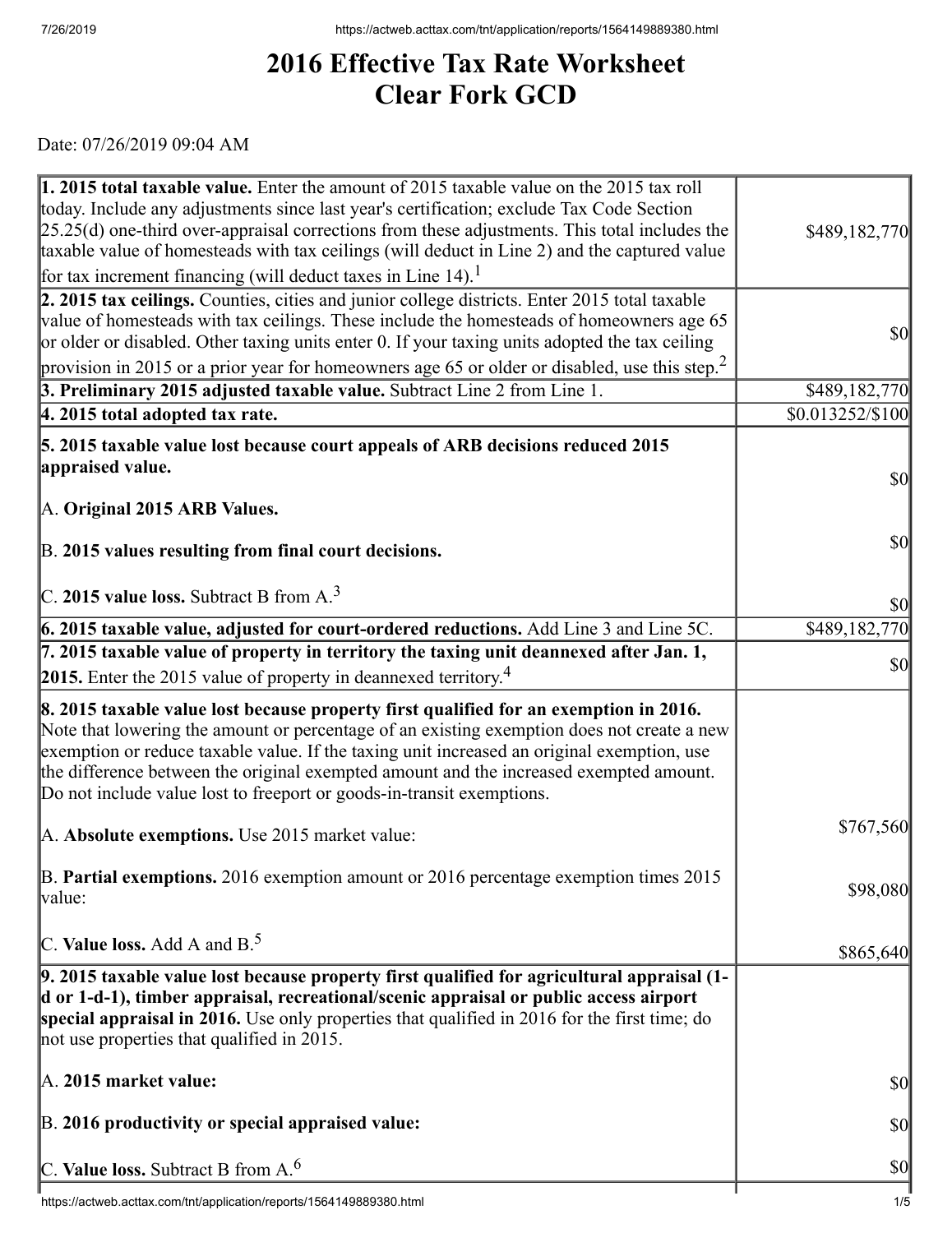# 2016 Effective Tax Rate Worksheet
# Clear Fork GCD

Date: 07/26/2019 09:04 AM

| | |
|---|---|
| **1. 2015 total taxable value.** Enter the amount of 2015 taxable value on the 2015 tax roll today. Include any adjustments since last year's certification; exclude Tax Code Section 25.25(d) one-third over-appraisal corrections from these adjustments. This total includes the taxable value of homesteads with tax ceilings (will deduct in Line 2) and the captured value for tax increment financing (will deduct taxes in Line 14).[1] | $489,182,770 |
| **2. 2015 tax ceilings.** Counties, cities and junior college districts. Enter 2015 total taxable value of homesteads with tax ceilings. These include the homesteads of homeowners age 65 or older or disabled. Other taxing units enter 0. If your taxing units adopted the tax ceiling provision in 2015 or a prior year for homeowners age 65 or older or disabled, use this step.[2] | $0 |
| **3. Preliminary 2015 adjusted taxable value.** Subtract Line 2 from Line 1. | $489,182,770 |
| **4. 2015 total adopted tax rate.** | $0.013252/$100 |
| **5. 2015 taxable value lost because court appeals of ARB decisions reduced 2015 appraised value.** | |
| A. **Original 2015 ARB Values.** | $0 |
| B. **2015 values resulting from final court decisions.** | $0 |
| C. **2015 value loss.** Subtract B from A.[3] | $0 |
| **6. 2015 taxable value, adjusted for court-ordered reductions.** Add Line 3 and Line 5C. | $489,182,770 |
| **7. 2015 taxable value of property in territory the taxing unit deannexed after Jan. 1, 2015.** Enter the 2015 value of property in deannexed territory.[4] | $0 |
| **8. 2015 taxable value lost because property first qualified for an exemption in 2016.** Note that lowering the amount or percentage of an existing exemption does not create a new exemption or reduce taxable value. If the taxing unit increased an original exemption, use the difference between the original exempted amount and the increased exempted amount. Do not include value lost to freeport or goods-in-transit exemptions. | |
| A. **Absolute exemptions.** Use 2015 market value: | $767,560 |
| B. **Partial exemptions.** 2016 exemption amount or 2016 percentage exemption times 2015 value: | $98,080 |
| C. **Value loss.** Add A and B.[5] | $865,640 |
| **9. 2015 taxable value lost because property first qualified for agricultural appraisal (1-d or 1-d-1), timber appraisal, recreational/scenic appraisal or public access airport special appraisal in 2016.** Use only properties that qualified in 2016 for the first time; do not use properties that qualified in 2015. | |
| A. **2015 market value:** | $0 |
| B. **2016 productivity or special appraised value:** | $0 |
| C. **Value loss.** Subtract B from A.[6] | $0 |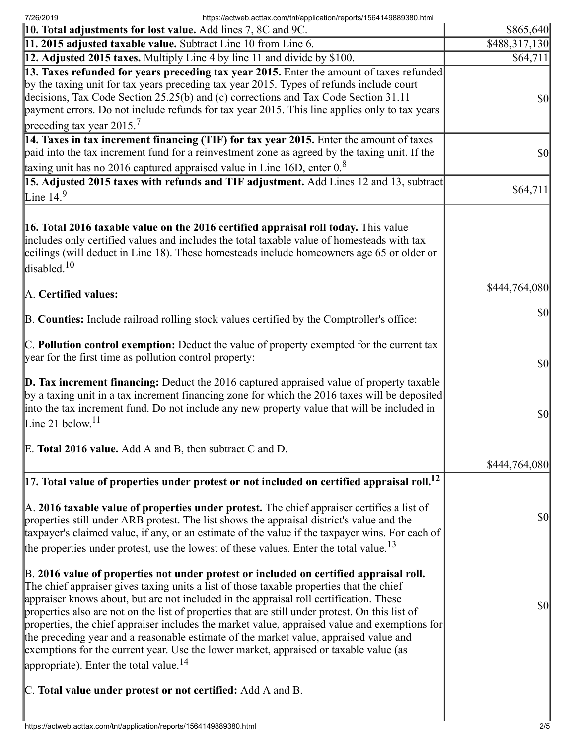| | |
|---|---|
| **10. Total adjustments for lost value.** Add lines 7, 8C and 9C. | $865,640 |
| **11. 2015 adjusted taxable value.** Subtract Line 10 from Line 6. | $488,317,130 |
| **12. Adjusted 2015 taxes.** Multiply Line 4 by line 11 and divide by $100. | $64,711 |
| **13. Taxes refunded for years preceding tax year 2015.** Enter the amount of taxes refunded by the taxing unit for tax years preceding tax year 2015. Types of refunds include court decisions, Tax Code Section 25.25(b) and (c) corrections and Tax Code Section 31.11 payment errors. Do not include refunds for tax year 2015. This line applies only to tax years preceding tax year 2015.[7] | $0 |
| **14. Taxes in tax increment financing (TIF) for tax year 2015.** Enter the amount of taxes paid into the tax increment fund for a reinvestment zone as agreed by the taxing unit. If the taxing unit has no 2016 captured appraised value in Line 16D, enter 0.[8] | $0 |
| **15. Adjusted 2015 taxes with refunds and TIF adjustment.** Add Lines 12 and 13, subtract Line 14.[9] | $64,711 |
| **16. Total 2016 taxable value on the 2016 certified appraisal roll today.** This value includes only certified values and includes the total taxable value of homesteads with tax ceilings (will deduct in Line 18). These homesteads include homeowners age 65 or older or disabled.[10] | |
| A. **Certified values:** | $444,764,080 |
| B. **Counties:** Include railroad rolling stock values certified by the Comptroller's office: | $0 |
| C. **Pollution control exemption:** Deduct the value of property exempted for the current tax year for the first time as pollution control property: | $0 |
| **D. Tax increment financing:** Deduct the 2016 captured appraised value of property taxable by a taxing unit in a tax increment financing zone for which the 2016 taxes will be deposited into the tax increment fund. Do not include any new property value that will be included in Line 21 below.[11] | $0 |
| E. **Total 2016 value.** Add A and B, then subtract C and D. | $444,764,080 |
| **17. Total value of properties under protest or not included on certified appraisal roll.[12]** | |
| A. **2016 taxable value of properties under protest.** The chief appraiser certifies a list of properties still under ARB protest. The list shows the appraisal district's value and the taxpayer's claimed value, if any, or an estimate of the value if the taxpayer wins. For each of the properties under protest, use the lowest of these values. Enter the total value.[13] | $0 |
| B. **2016 value of properties not under protest or included on certified appraisal roll.** The chief appraiser gives taxing units a list of those taxable properties that the chief appraiser knows about, but are not included in the appraisal roll certification. These properties also are not on the list of properties that are still under protest. On this list of properties, the chief appraiser includes the market value, appraised value and exemptions for the preceding year and a reasonable estimate of the market value, appraised value and exemptions for the current year. Use the lower market, appraised or taxable value (as appropriate). Enter the total value.[14] | $0 |
| C. **Total value under protest or not certified:** Add A and B. | |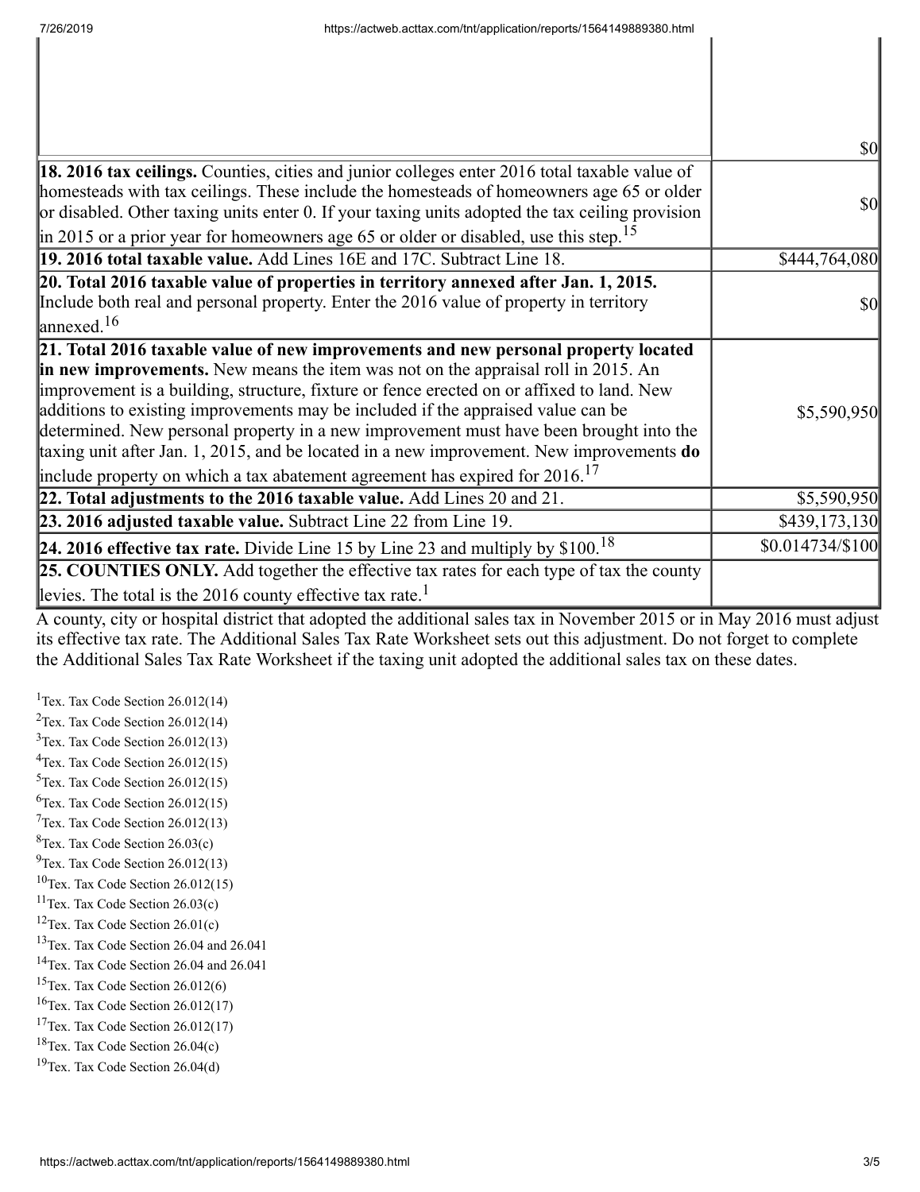| | |
|---|---|
| | $0 |
| **18. 2016 tax ceilings.** Counties, cities and junior colleges enter 2016 total taxable value of homesteads with tax ceilings. These include the homesteads of homeowners age 65 or older or disabled. Other taxing units enter 0. If your taxing units adopted the tax ceiling provision in 2015 or a prior year for homeowners age 65 or older or disabled, use this step.[15] | $0 |
| **19. 2016 total taxable value.** Add Lines 16E and 17C. Subtract Line 18. | $444,764,080 |
| **20. Total 2016 taxable value of properties in territory annexed after Jan. 1, 2015.** Include both real and personal property. Enter the 2016 value of property in territory annexed.[16] | $0 |
| **21. Total 2016 taxable value of new improvements and new personal property located in new improvements.** New means the item was not on the appraisal roll in 2015. An improvement is a building, structure, fixture or fence erected on or affixed to land. New additions to existing improvements may be included if the appraised value can be determined. New personal property in a new improvement must have been brought into the taxing unit after Jan. 1, 2015, and be located in a new improvement. New improvements **do** include property on which a tax abatement agreement has expired for 2016.[17] | $5,590,950 |
| **22. Total adjustments to the 2016 taxable value.** Add Lines 20 and 21. | $5,590,950 |
| **23. 2016 adjusted taxable value.** Subtract Line 22 from Line 19. | $439,173,130 |
| **24. 2016 effective tax rate.** Divide Line 15 by Line 23 and multiply by $100.[18] | $0.014734/$100 |
| **25. COUNTIES ONLY.** Add together the effective tax rates for each type of tax the county levies. The total is the 2016 county effective tax rate.[1] | |

A county, city or hospital district that adopted the additional sales tax in November 2015 or in May 2016 must adjust its effective tax rate. The Additional Sales Tax Rate Worksheet sets out this adjustment. Do not forget to complete the Additional Sales Tax Rate Worksheet if the taxing unit adopted the additional sales tax on these dates.

[1]Tex. Tax Code Section 26.012(14)
[2]Tex. Tax Code Section 26.012(14)
[3]Tex. Tax Code Section 26.012(13)
[4]Tex. Tax Code Section 26.012(15)
[5]Tex. Tax Code Section 26.012(15)
[6]Tex. Tax Code Section 26.012(15)
[7]Tex. Tax Code Section 26.012(13)
[8]Tex. Tax Code Section 26.03(c)
[9]Tex. Tax Code Section 26.012(13)
[10]Tex. Tax Code Section 26.012(15)
[11]Tex. Tax Code Section 26.03(c)
[12]Tex. Tax Code Section 26.01(c)
[13]Tex. Tax Code Section 26.04 and 26.041
[14]Tex. Tax Code Section 26.04 and 26.041
[15]Tex. Tax Code Section 26.012(6)
[16]Tex. Tax Code Section 26.012(17)
[17]Tex. Tax Code Section 26.012(17)
[18]Tex. Tax Code Section 26.04(c)
[19]Tex. Tax Code Section 26.04(d)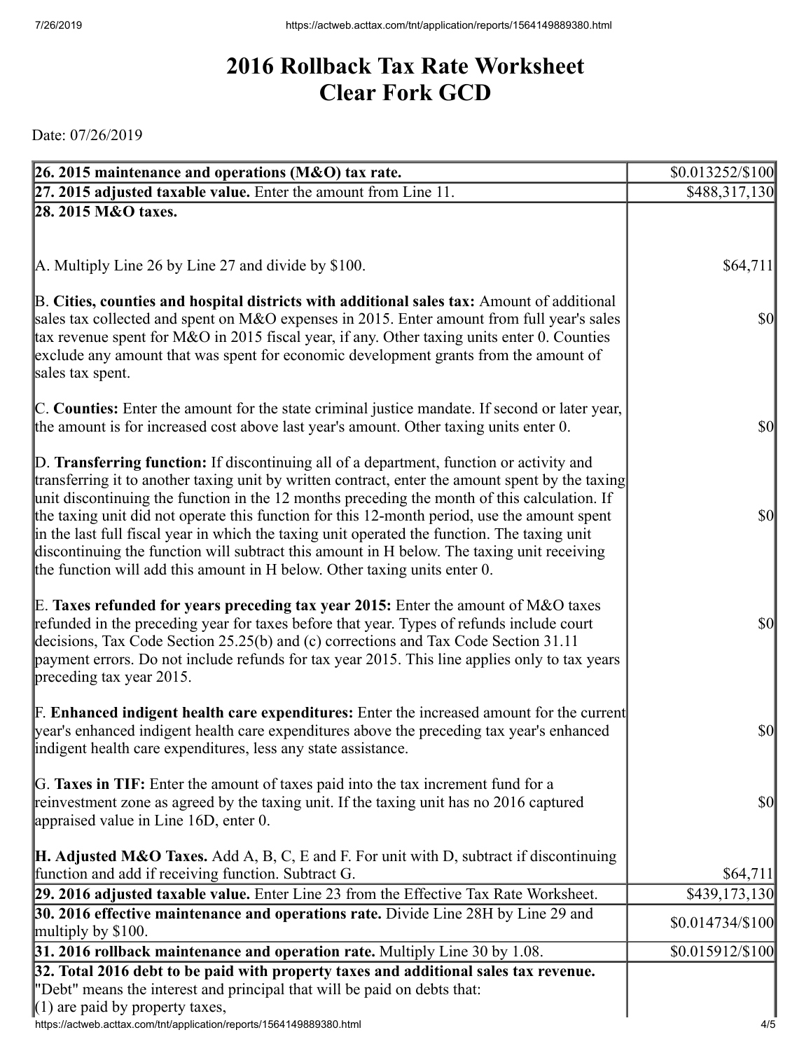# 2016 Rollback Tax Rate Worksheet
# Clear Fork GCD

Date: 07/26/2019

| | |
|---|---|
| **26. 2015 maintenance and operations (M&O) tax rate.** | $0.013252/$100 |
| **27. 2015 adjusted taxable value.** Enter the amount from Line 11. | $488,317,130 |
| **28. 2015 M&O taxes.** | |
| A. Multiply Line 26 by Line 27 and divide by $100. | $64,711 |
| B. **Cities, counties and hospital districts with additional sales tax:** Amount of additional sales tax collected and spent on M&O expenses in 2015. Enter amount from full year's sales tax revenue spent for M&O in 2015 fiscal year, if any. Other taxing units enter 0. Counties exclude any amount that was spent for economic development grants from the amount of sales tax spent. | $0 |
| C. **Counties:** Enter the amount for the state criminal justice mandate. If second or later year, the amount is for increased cost above last year's amount. Other taxing units enter 0. | $0 |
| D. **Transferring function:** If discontinuing all of a department, function or activity and transferring it to another taxing unit by written contract, enter the amount spent by the taxing unit discontinuing the function in the 12 months preceding the month of this calculation. If the taxing unit did not operate this function for this 12-month period, use the amount spent in the last full fiscal year in which the taxing unit operated the function. The taxing unit discontinuing the function will subtract this amount in H below. The taxing unit receiving the function will add this amount in H below. Other taxing units enter 0. | $0 |
| E. **Taxes refunded for years preceding tax year 2015:** Enter the amount of M&O taxes refunded in the preceding year for taxes before that year. Types of refunds include court decisions, Tax Code Section 25.25(b) and (c) corrections and Tax Code Section 31.11 payment errors. Do not include refunds for tax year 2015. This line applies only to tax years preceding tax year 2015. | $0 |
| F. **Enhanced indigent health care expenditures:** Enter the increased amount for the current year's enhanced indigent health care expenditures above the preceding tax year's enhanced indigent health care expenditures, less any state assistance. | $0 |
| G. **Taxes in TIF:** Enter the amount of taxes paid into the tax increment fund for a reinvestment zone as agreed by the taxing unit. If the taxing unit has no 2016 captured appraised value in Line 16D, enter 0. | $0 |
| **H. Adjusted M&O Taxes.** Add A, B, C, E and F. For unit with D, subtract if discontinuing function and add if receiving function. Subtract G. | $64,711 |
| **29. 2016 adjusted taxable value.** Enter Line 23 from the Effective Tax Rate Worksheet. | $439,173,130 |
| **30. 2016 effective maintenance and operations rate.** Divide Line 28H by Line 29 and multiply by $100. | $0.014734/$100 |
| **31. 2016 rollback maintenance and operation rate.** Multiply Line 30 by 1.08. | $0.015912/$100 |
| **32. Total 2016 debt to be paid with property taxes and additional sales tax revenue.** "Debt" means the interest and principal that will be paid on debts that: (1) are paid by property taxes, | |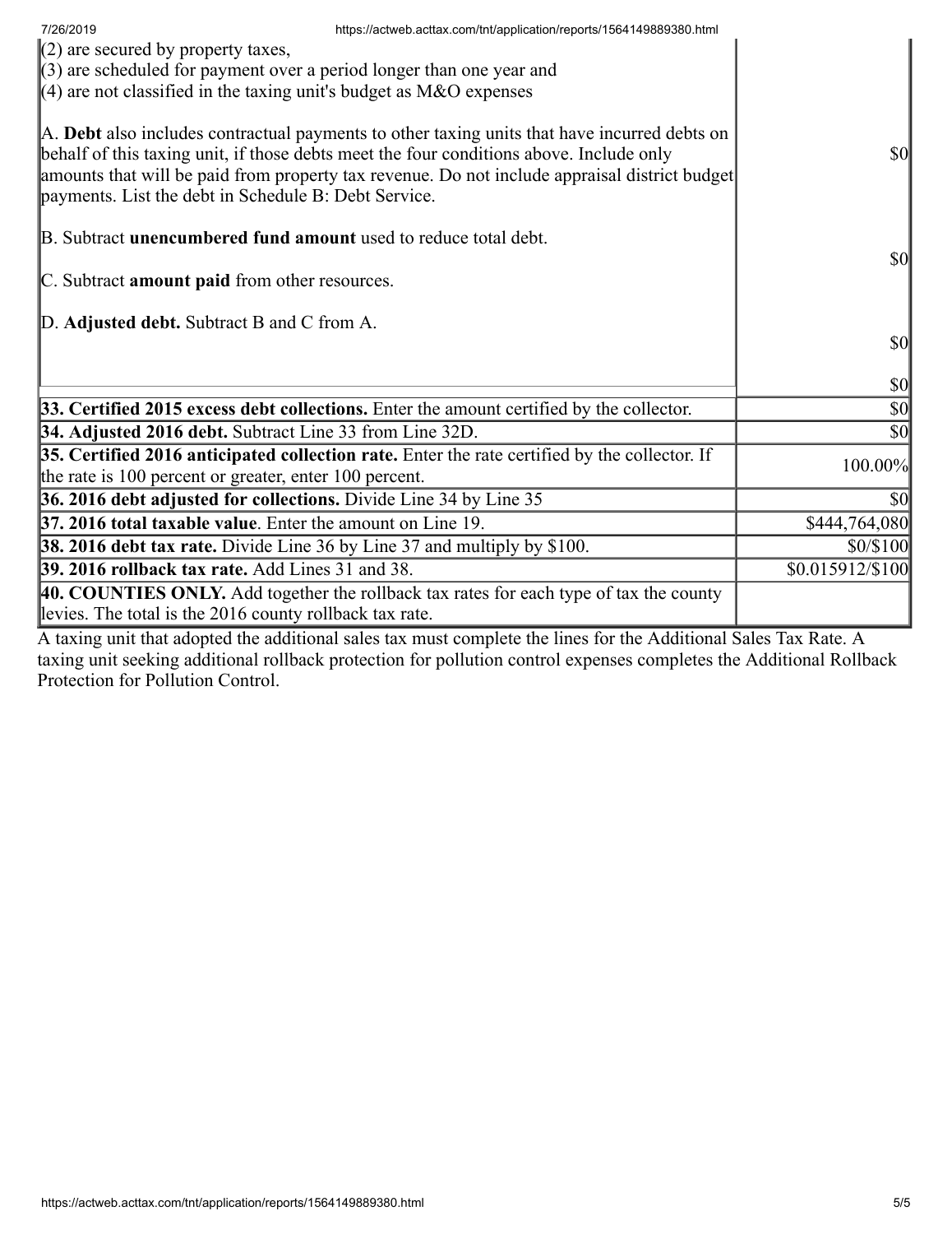| | |
|---|---|
| (2) are secured by property taxes,<br>(3) are scheduled for payment over a period longer than one year and<br>(4) are not classified in the taxing unit's budget as M&O expenses<br><br>A. **Debt** also includes contractual payments to other taxing units that have incurred debts on behalf of this taxing unit, if those debts meet the four conditions above. Include only amounts that will be paid from property tax revenue. Do not include appraisal district budget payments. List the debt in Schedule B: Debt Service.<br><br>B. Subtract **unencumbered fund amount** used to reduce total debt.<br><br>C. Subtract **amount paid** from other resources.<br><br>D. **Adjusted debt.** Subtract B and C from A. | \$0<br><br>\$0<br><br>\$0<br><br>\$0 |
| **33. Certified 2015 excess debt collections.** Enter the amount certified by the collector. | \$0 |
| **34. Adjusted 2016 debt.** Subtract Line 33 from Line 32D. | \$0 |
| **35. Certified 2016 anticipated collection rate.** Enter the rate certified by the collector. If the rate is 100 percent or greater, enter 100 percent. | 100.00% |
| **36. 2016 debt adjusted for collections.** Divide Line 34 by Line 35 | \$0 |
| **37. 2016 total taxable value**. Enter the amount on Line 19. | \$444,764,080 |
| **38. 2016 debt tax rate.** Divide Line 36 by Line 37 and multiply by \$100. | \$0/\$100 |
| **39. 2016 rollback tax rate.** Add Lines 31 and 38. | \$0.015912/\$100 |
| **40. COUNTIES ONLY.** Add together the rollback tax rates for each type of tax the county levies. The total is the 2016 county rollback tax rate. | |

A taxing unit that adopted the additional sales tax must complete the lines for the Additional Sales Tax Rate. A taxing unit seeking additional rollback protection for pollution control expenses completes the Additional Rollback Protection for Pollution Control.